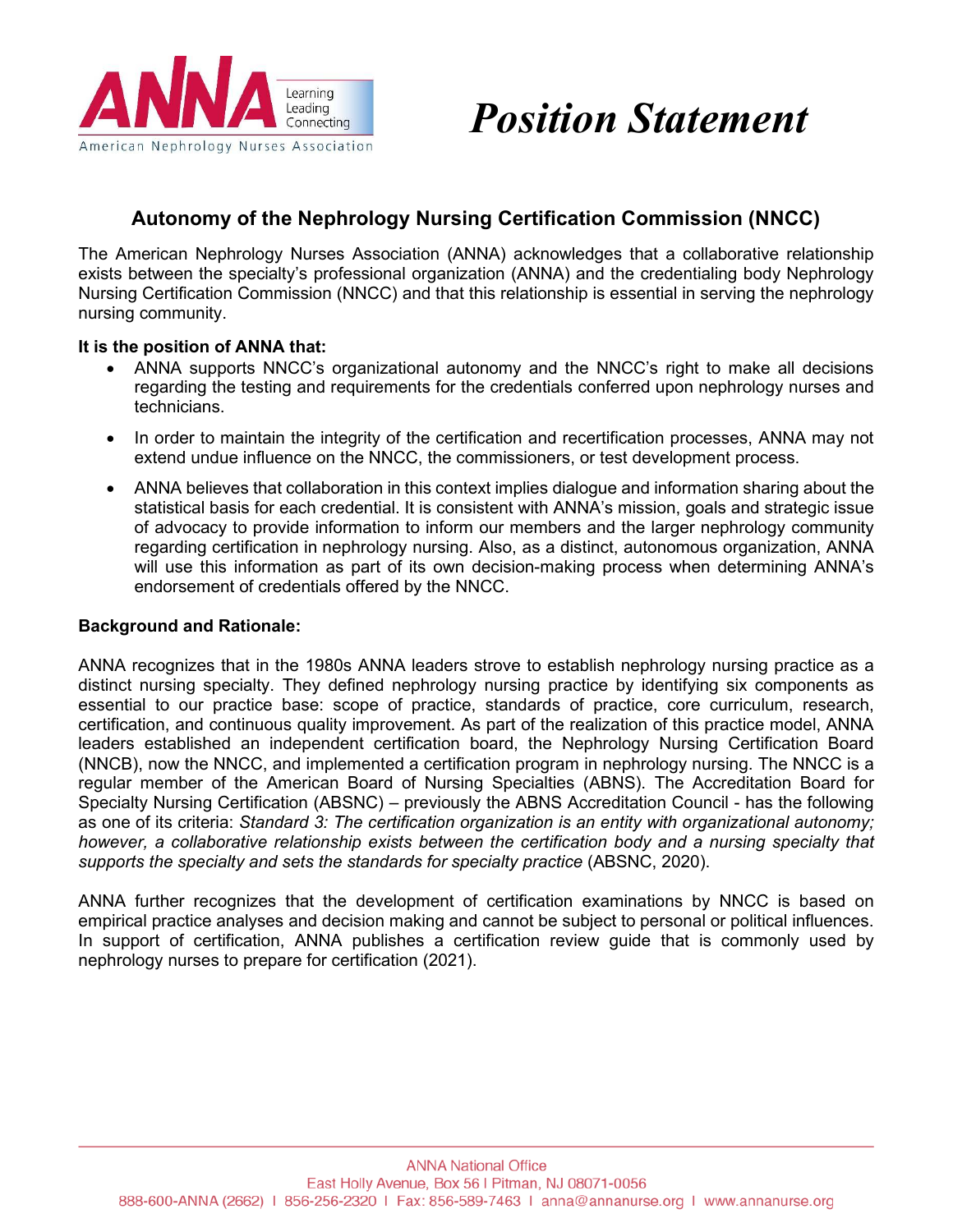# Position Statement

## Autonomy of the Nephrology Nursing Certification Commission (NNCC)

The American Nephrology Nurses Association (ANNA) acknowledges that a collaborative relationship exists between the specialty's professional organization (ANNA) and the credentialing body Nephrology Nursing Certification Commission (NNCC) and that this relationship is essential in serving the nephrology nursing community.

**It is the position of ANNA that:**

- ANNA supports NNCC's organizational autonomy and the NNCC's right to make all decisions regarding the testing and requirements for the credentials conferred upon nephrology nurses and technicians.
- In order to maintain the integrity of the certification and recertification processes, ANNA may not extend undue influence on the NNCC, the commissioners, or test development process.
- ANNA believes that collaboration in this context implies dialogue and information sharing about the statistical basis for each credential. It is consistent with ANNA's mission, goals and strategic issue of advocacy to provide information to inform our members and the larger nephrology community regarding certification in nephrology nursing. Also, as a distinct, autonomous organization, ANNA will use this information as part of its own decision-making process when determining ANNA's endorsement of credentials offered by the NNCC.

**Background and Rationale:**

ANNA recognizes that in the 1980s ANNA leaders strove to establish nephrology nursing practice as a distinct nursing specialty. They defined nephrology nursing practice by identifying six components as essential to our practice base: scope of practice, standards of practice, core curriculum, research, certification, and continuous quality improvement. As part of the realization of this practice model, ANNA leaders established an independent certification board, the Nephrology Nursing Certification Board (NNCB), now the NNCC, and implemented a certification program in nephrology nursing. The NNCC is a regular member of the American Board of Nursing Specialties (ABNS). The Accreditation Board for Specialty Nursing Certification (ABSNC) – previously the ABNS Accreditation Council - has the following as one of its criteria: *Standard 3: The certification organization is an entity with organizational autonomy; however, a collaborative relationship exists between the certification body and a nursing specialty that supports the specialty and sets the standards for specialty practice* (ABSNC, 2020).

ANNA further recognizes that the development of certification examinations by NNCC is based on empirical practice analyses and decision making and cannot be subject to personal or political influences. In support of certification, ANNA publishes a certification review guide that is commonly used by nephrology nurses to prepare for certification (2021).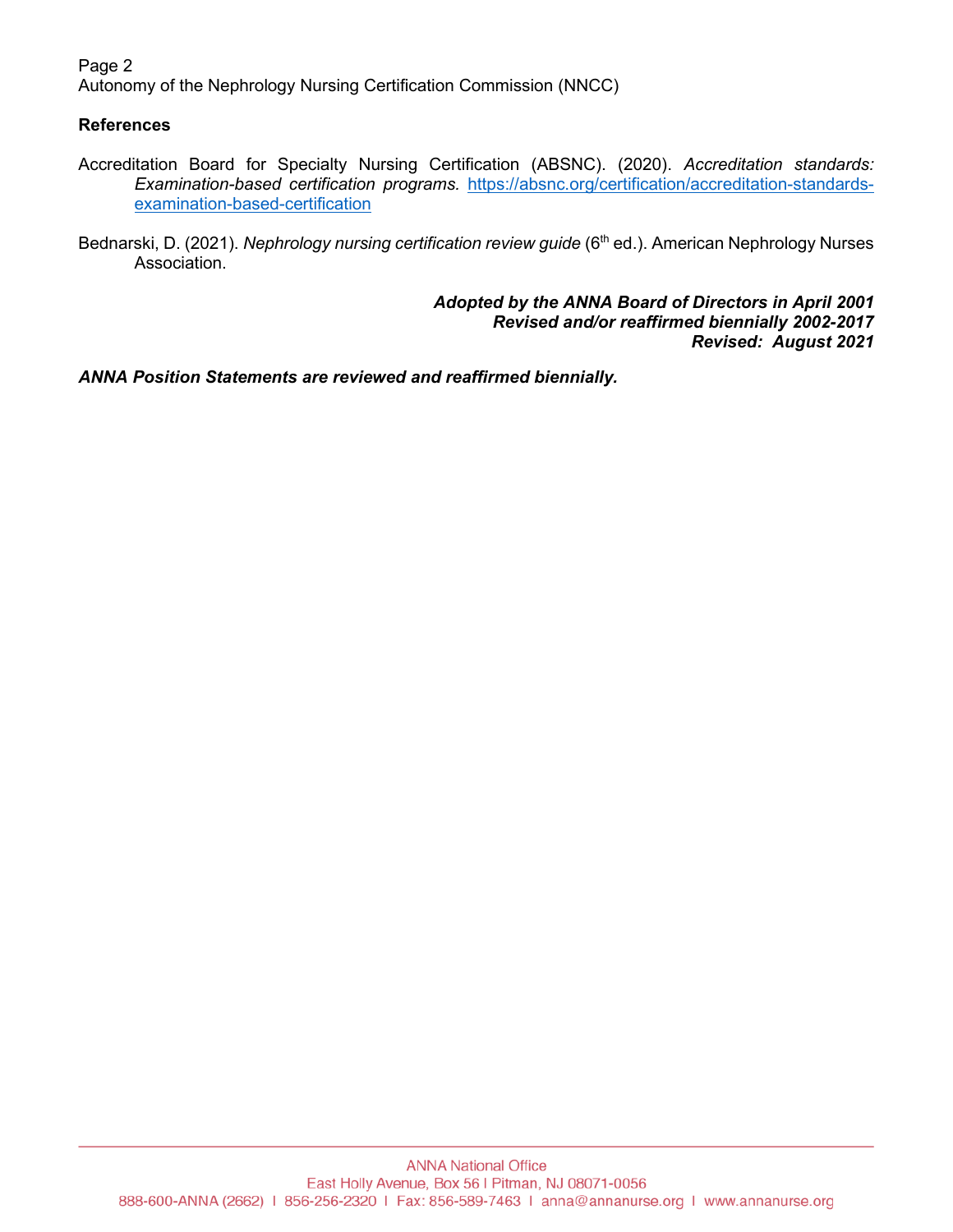## References

Accreditation Board for Specialty Nursing Certification (ABSNC). (2020). *Accreditation standards: Examination-based certification programs.* https://absnc.org/certification/accreditation-standards-examination-based-certification

Bednarski, D. (2021). *Nephrology nursing certification review guide* (6th ed.). American Nephrology Nurses Association.

***Adopted by the ANNA Board of Directors in April 2001***
***Revised and/or reaffirmed biennially 2002-2017***
***Revised: August 2021***

***ANNA Position Statements are reviewed and reaffirmed biennially.***